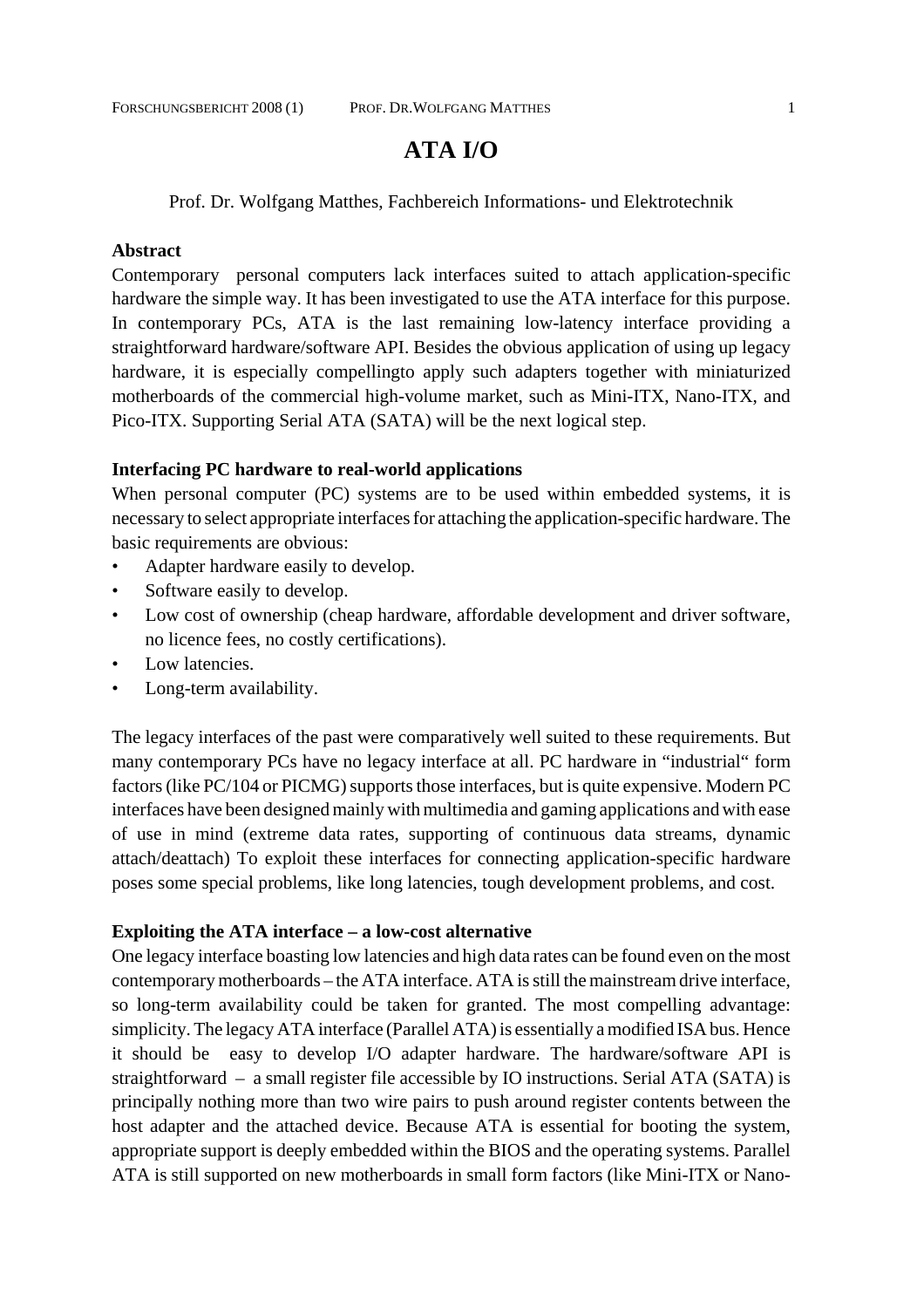# ATA I/O

Prof. Dr. Wolfgang Matthes, Fachbereich Informations- und Elektrotechnik

**Abstract**

Contemporary personal computers lack interfaces suited to attach application-specific hardware the simple way. It has been investigated to use the ATA interface for this purpose. In contemporary PCs, ATA is the last remaining low-latency interface providing a straightforward hardware/software API. Besides the obvious application of using up legacy hardware, it is especially compellingto apply such adapters together with miniaturized motherboards of the commercial high-volume market, such as Mini-ITX, Nano-ITX, and Pico-ITX. Supporting Serial ATA (SATA) will be the next logical step.

**Interfacing PC hardware to real-world applications**

When personal computer (PC) systems are to be used within embedded systems, it is necessary to select appropriate interfaces for attaching the application-specific hardware. The basic requirements are obvious:

- Adapter hardware easily to develop.
- Software easily to develop.
- Low cost of ownership (cheap hardware, affordable development and driver software, no licence fees, no costly certifications).
- Low latencies.
- Long-term availability.

The legacy interfaces of the past were comparatively well suited to these requirements. But many contemporary PCs have no legacy interface at all. PC hardware in "industrial" form factors (like PC/104 or PICMG) supports those interfaces, but is quite expensive. Modern PC interfaces have been designed mainly with multimedia and gaming applications and with ease of use in mind (extreme data rates, supporting of continuous data streams, dynamic attach/deattach) To exploit these interfaces for connecting application-specific hardware poses some special problems, like long latencies, tough development problems, and cost.

**Exploiting the ATA interface – a low-cost alternative**

One legacy interface boasting low latencies and high data rates can be found even on the most contemporary motherboards – the ATA interface. ATA is still the mainstream drive interface, so long-term availability could be taken for granted. The most compelling advantage: simplicity. The legacy ATA interface (Parallel ATA) is essentially a modified ISA bus. Hence it should be easy to develop I/O adapter hardware. The hardware/software API is straightforward – a small register file accessible by IO instructions. Serial ATA (SATA) is principally nothing more than two wire pairs to push around register contents between the host adapter and the attached device. Because ATA is essential for booting the system, appropriate support is deeply embedded within the BIOS and the operating systems. Parallel ATA is still supported on new motherboards in small form factors (like Mini-ITX or Nano-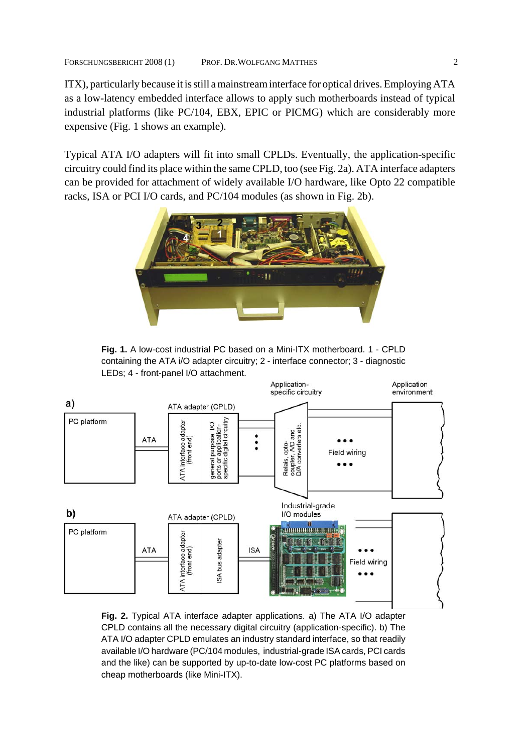ITX), particularly because it is still a mainstream interface for optical drives. Employing ATA as a low-latency embedded interface allows to apply such motherboards instead of typical industrial platforms (like PC/104, EBX, EPIC or PICMG) which are considerably more expensive (Fig. 1 shows an example).

Typical ATA I/O adapters will fit into small CPLDs. Eventually, the application-specific circuitry could find its place within the same CPLD, too (see Fig. 2a). ATA interface adapters can be provided for attachment of widely available I/O hardware, like Opto 22 compatible racks, ISA or PCI I/O cards, and PC/104 modules (as shown in Fig. 2b).

**Fig. 1.** A low-cost industrial PC based on a Mini-ITX motherboard. 1 - CPLD containing the ATA i/O adapter circuitry; 2 - interface connector; 3 - diagnostic LEDs; 4 - front-panel I/O attachment.

**Fig. 2.** Typical ATA interface adapter applications. a) The ATA I/O adapter CPLD contains all the necessary digital circuitry (application-specific). b) The ATA I/O adapter CPLD emulates an industry standard interface, so that readily available I/O hardware (PC/104 modules, industrial-grade ISA cards, PCI cards and the like) can be supported by up-to-date low-cost PC platforms based on cheap motherboards (like Mini-ITX).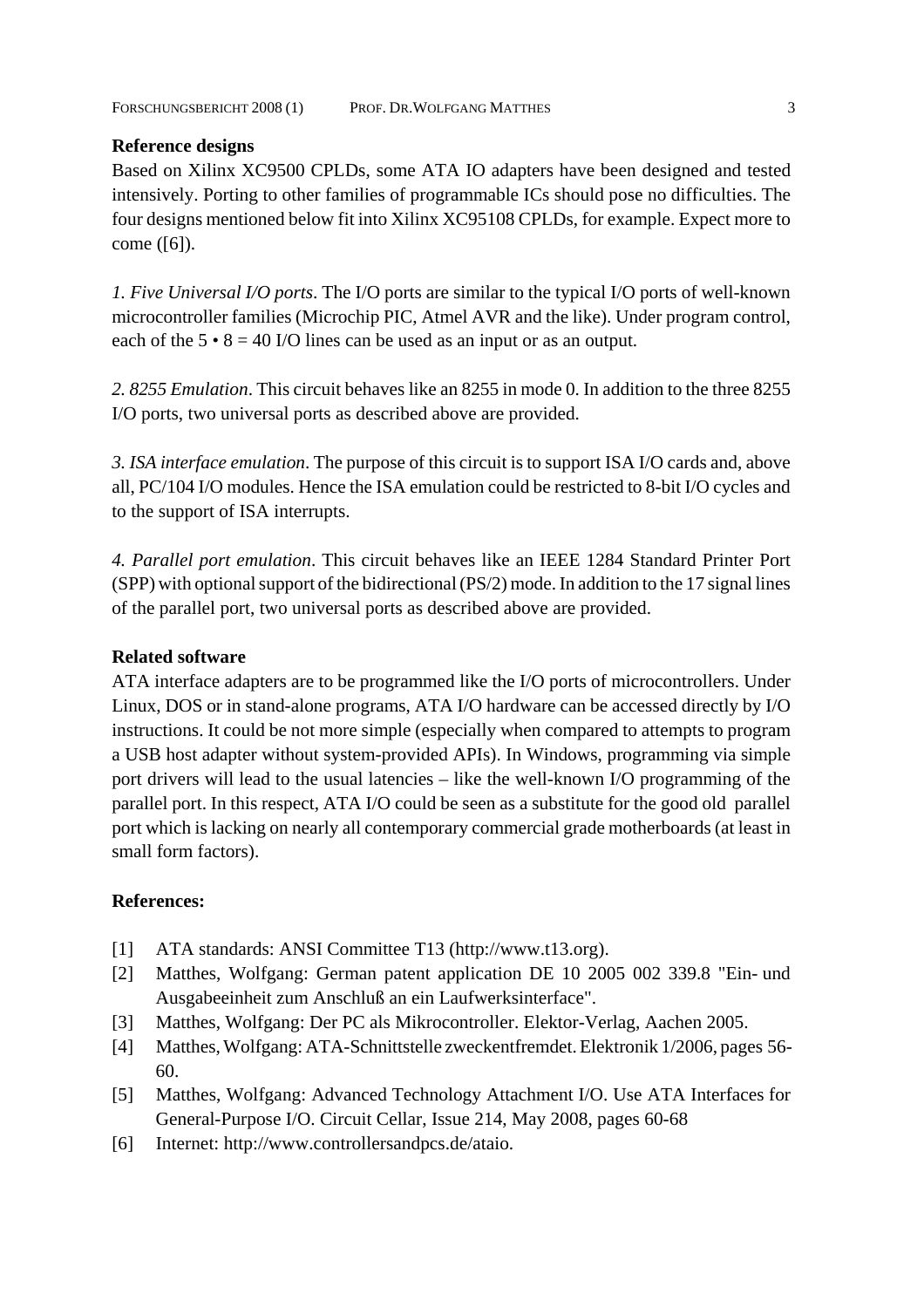**Reference designs**

Based on Xilinx XC9500 CPLDs, some ATA IO adapters have been designed and tested intensively. Porting to other families of programmable ICs should pose no difficulties. The four designs mentioned below fit into Xilinx XC95108 CPLDs, for example. Expect more to come ([6]).

*1. Five Universal I/O ports*. The I/O ports are similar to the typical I/O ports of well-known microcontroller families (Microchip PIC, Atmel AVR and the like). Under program control, each of the 5 • 8 = 40 I/O lines can be used as an input or as an output.

*2. 8255 Emulation*. This circuit behaves like an 8255 in mode 0. In addition to the three 8255 I/O ports, two universal ports as described above are provided.

*3. ISA interface emulation*. The purpose of this circuit is to support ISA I/O cards and, above all, PC/104 I/O modules. Hence the ISA emulation could be restricted to 8-bit I/O cycles and to the support of ISA interrupts.

*4. Parallel port emulation*. This circuit behaves like an IEEE 1284 Standard Printer Port (SPP) with optional support of the bidirectional (PS/2) mode. In addition to the 17 signal lines of the parallel port, two universal ports as described above are provided.

**Related software**

ATA interface adapters are to be programmed like the I/O ports of microcontrollers. Under Linux, DOS or in stand-alone programs, ATA I/O hardware can be accessed directly by I/O instructions. It could be not more simple (especially when compared to attempts to program a USB host adapter without system-provided APIs). In Windows, programming via simple port drivers will lead to the usual latencies – like the well-known I/O programming of the parallel port. In this respect, ATA I/O could be seen as a substitute for the good old parallel port which is lacking on nearly all contemporary commercial grade motherboards (at least in small form factors).

**References:**

[1] ATA standards: ANSI Committee T13 (http://www.t13.org).
[2] Matthes, Wolfgang: German patent application DE 10 2005 002 339.8 "Ein- und Ausgabeeinheit zum Anschluß an ein Laufwerksinterface".
[3] Matthes, Wolfgang: Der PC als Mikrocontroller. Elektor-Verlag, Aachen 2005.
[4] Matthes, Wolfgang: ATA-Schnittstelle zweckentfremdet. Elektronik 1/2006, pages 56-60.
[5] Matthes, Wolfgang: Advanced Technology Attachment I/O. Use ATA Interfaces for General-Purpose I/O. Circuit Cellar, Issue 214, May 2008, pages 60-68
[6] Internet: http://www.controllersandpcs.de/ataio.